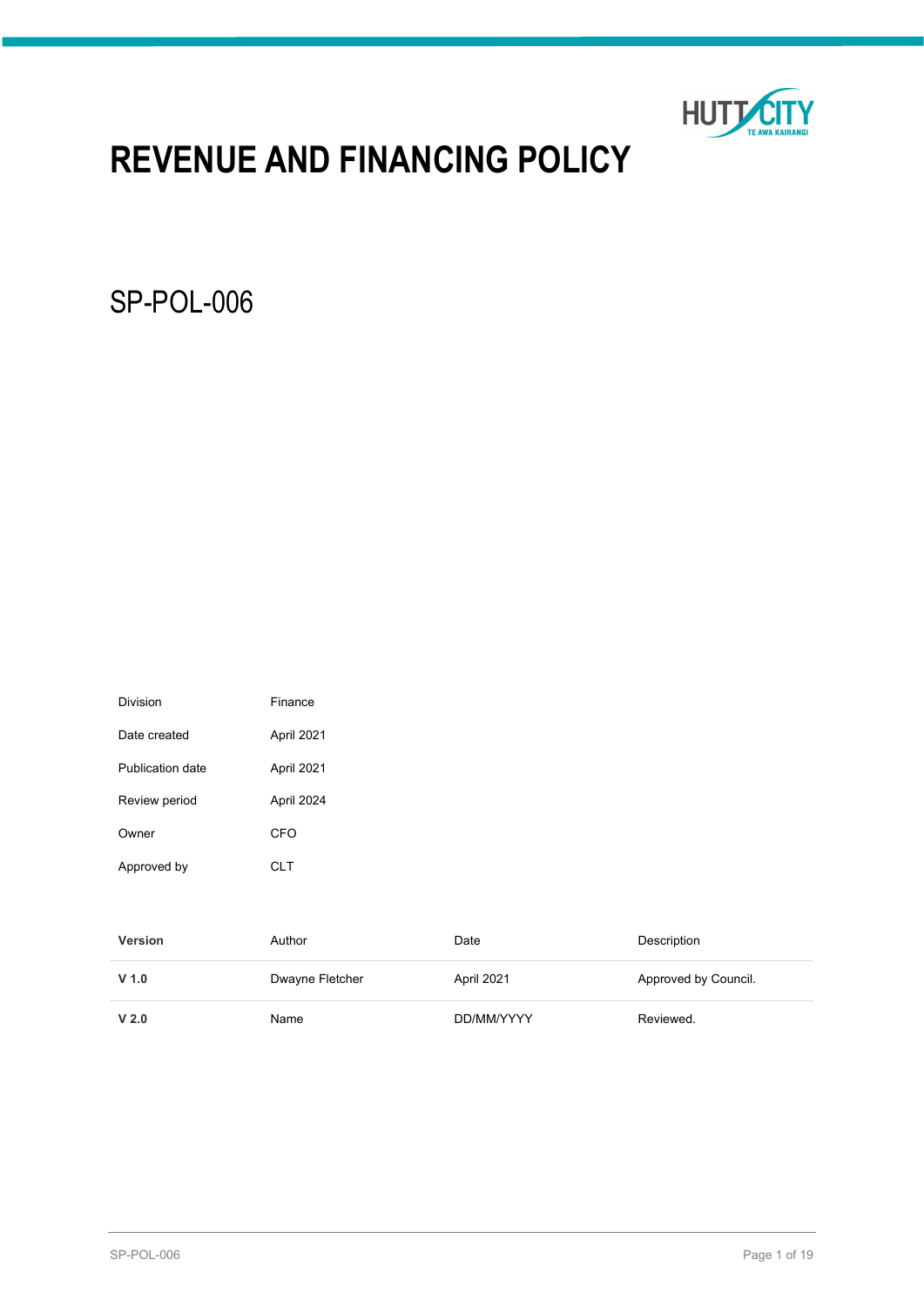# REVENUE AND FINANCING POLICY

## SP-POL-006

| | |
|---|---|
| Division | Finance |
| Date created | April 2021 |
| Publication date | April 2021 |
| Review period | April 2024 |
| Owner | CFO |
| Approved by | CLT |

| Version | Author | Date | Description |
|---|---|---|---|
| **V 1.0** | Dwayne Fletcher | April 2021 | Approved by Council. |
| **V 2.0** | Name | DD/MM/YYYY | Reviewed. |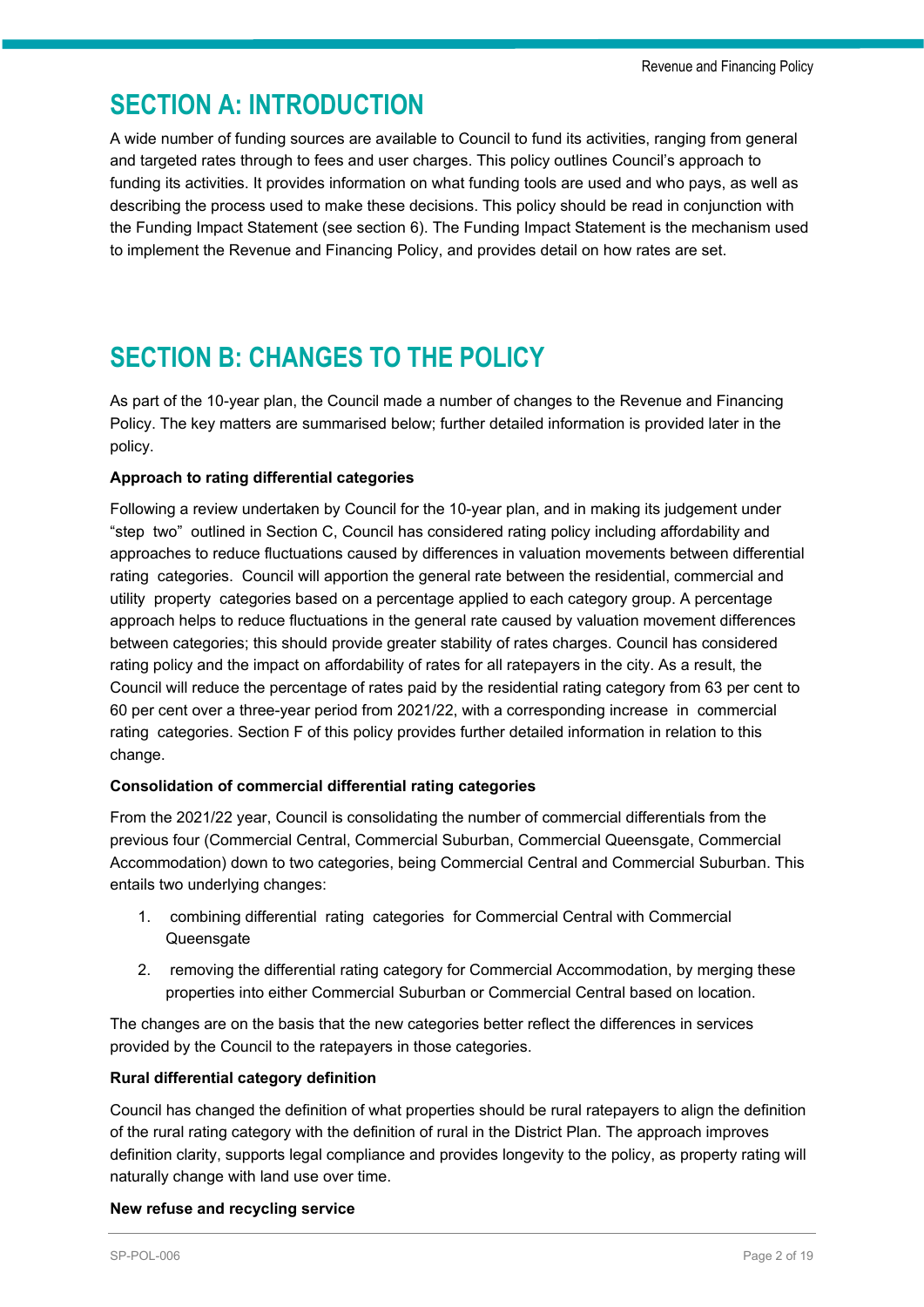# SECTION A: INTRODUCTION

A wide number of funding sources are available to Council to fund its activities, ranging from general and targeted rates through to fees and user charges. This policy outlines Council's approach to funding its activities. It provides information on what funding tools are used and who pays, as well as describing the process used to make these decisions. This policy should be read in conjunction with the Funding Impact Statement (see section 6). The Funding Impact Statement is the mechanism used to implement the Revenue and Financing Policy, and provides detail on how rates are set.

# SECTION B: CHANGES TO THE POLICY

As part of the 10-year plan, the Council made a number of changes to the Revenue and Financing Policy. The key matters are summarised below; further detailed information is provided later in the policy.

**Approach to rating differential categories**

Following a review undertaken by Council for the 10-year plan, and in making its judgement under "step two" outlined in Section C, Council has considered rating policy including affordability and approaches to reduce fluctuations caused by differences in valuation movements between differential rating categories. Council will apportion the general rate between the residential, commercial and utility property categories based on a percentage applied to each category group. A percentage approach helps to reduce fluctuations in the general rate caused by valuation movement differences between categories; this should provide greater stability of rates charges. Council has considered rating policy and the impact on affordability of rates for all ratepayers in the city. As a result, the Council will reduce the percentage of rates paid by the residential rating category from 63 per cent to 60 per cent over a three-year period from 2021/22, with a corresponding increase in commercial rating categories. Section F of this policy provides further detailed information in relation to this change.

**Consolidation of commercial differential rating categories**

From the 2021/22 year, Council is consolidating the number of commercial differentials from the previous four (Commercial Central, Commercial Suburban, Commercial Queensgate, Commercial Accommodation) down to two categories, being Commercial Central and Commercial Suburban. This entails two underlying changes:

1. combining differential rating categories for Commercial Central with Commercial Queensgate
2. removing the differential rating category for Commercial Accommodation, by merging these properties into either Commercial Suburban or Commercial Central based on location.

The changes are on the basis that the new categories better reflect the differences in services provided by the Council to the ratepayers in those categories.

**Rural differential category definition**

Council has changed the definition of what properties should be rural ratepayers to align the definition of the rural rating category with the definition of rural in the District Plan. The approach improves definition clarity, supports legal compliance and provides longevity to the policy, as property rating will naturally change with land use over time.

**New refuse and recycling service**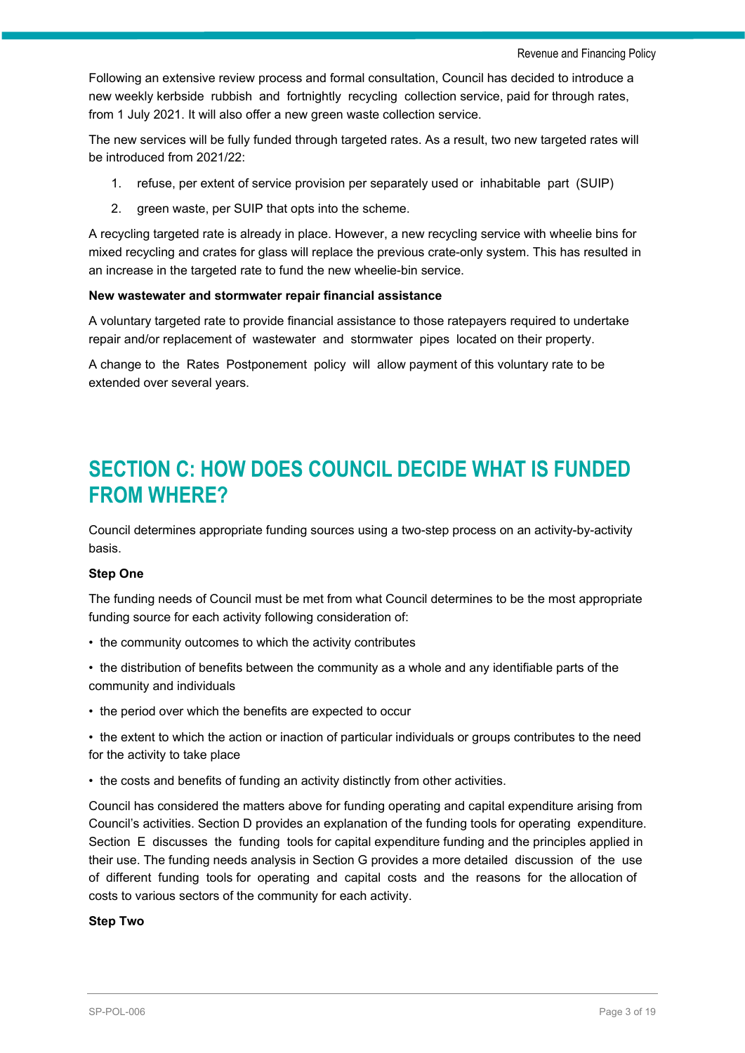Following an extensive review process and formal consultation, Council has decided to introduce a new weekly kerbside rubbish and fortnightly recycling collection service, paid for through rates, from 1 July 2021. It will also offer a new green waste collection service.

The new services will be fully funded through targeted rates. As a result, two new targeted rates will be introduced from 2021/22:

1. refuse, per extent of service provision per separately used or inhabitable part (SUIP)
2. green waste, per SUIP that opts into the scheme.

A recycling targeted rate is already in place. However, a new recycling service with wheelie bins for mixed recycling and crates for glass will replace the previous crate-only system. This has resulted in an increase in the targeted rate to fund the new wheelie-bin service.

**New wastewater and stormwater repair financial assistance**

A voluntary targeted rate to provide financial assistance to those ratepayers required to undertake repair and/or replacement of wastewater and stormwater pipes located on their property.

A change to the Rates Postponement policy will allow payment of this voluntary rate to be extended over several years.

# SECTION C: HOW DOES COUNCIL DECIDE WHAT IS FUNDED FROM WHERE?

Council determines appropriate funding sources using a two-step process on an activity-by-activity basis.

**Step One**

The funding needs of Council must be met from what Council determines to be the most appropriate funding source for each activity following consideration of:

- the community outcomes to which the activity contributes
- the distribution of benefits between the community as a whole and any identifiable parts of the community and individuals
- the period over which the benefits are expected to occur
- the extent to which the action or inaction of particular individuals or groups contributes to the need for the activity to take place
- the costs and benefits of funding an activity distinctly from other activities.

Council has considered the matters above for funding operating and capital expenditure arising from Council's activities. Section D provides an explanation of the funding tools for operating expenditure. Section E discusses the funding tools for capital expenditure funding and the principles applied in their use. The funding needs analysis in Section G provides a more detailed discussion of the use of different funding tools for operating and capital costs and the reasons for the allocation of costs to various sectors of the community for each activity.

**Step Two**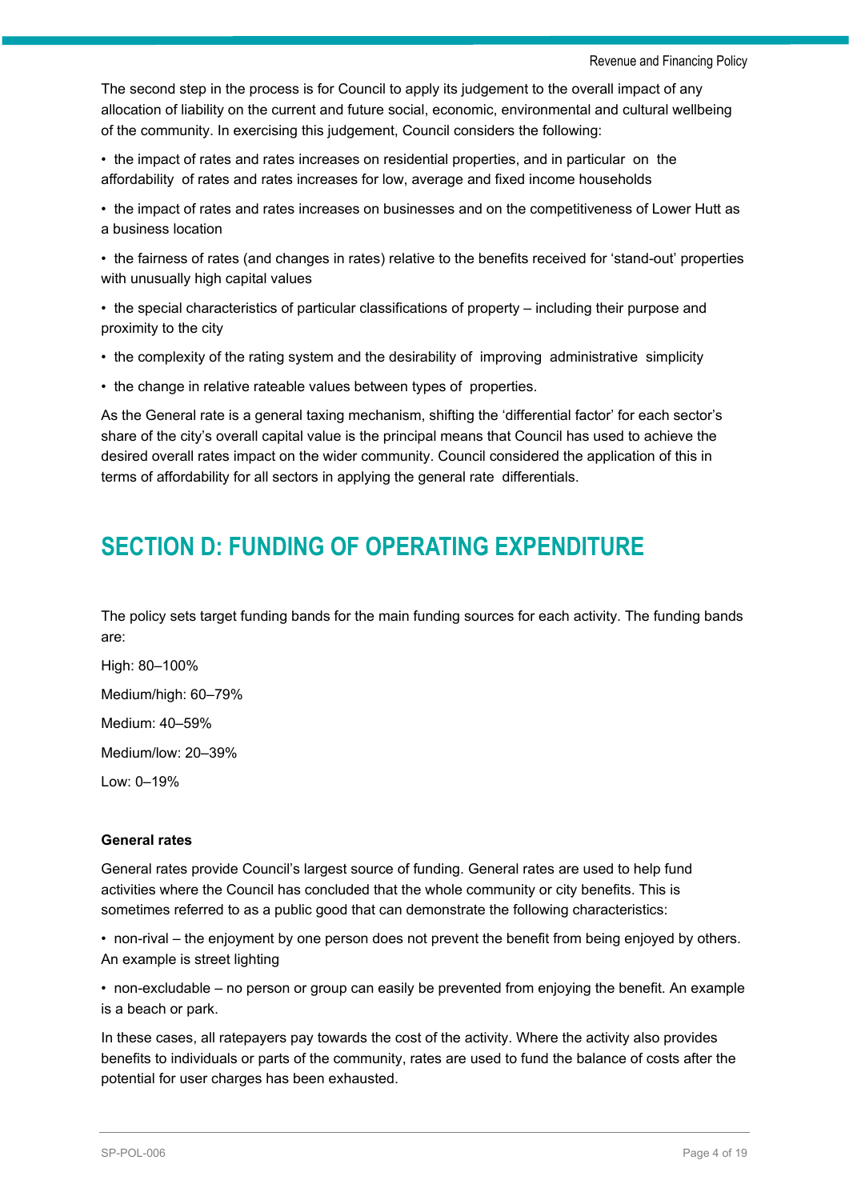The second step in the process is for Council to apply its judgement to the overall impact of any allocation of liability on the current and future social, economic, environmental and cultural wellbeing of the community. In exercising this judgement, Council considers the following:

- the impact of rates and rates increases on residential properties, and in particular on the affordability of rates and rates increases for low, average and fixed income households
- the impact of rates and rates increases on businesses and on the competitiveness of Lower Hutt as a business location
- the fairness of rates (and changes in rates) relative to the benefits received for 'stand-out' properties with unusually high capital values
- the special characteristics of particular classifications of property – including their purpose and proximity to the city
- the complexity of the rating system and the desirability of improving administrative simplicity
- the change in relative rateable values between types of properties.

As the General rate is a general taxing mechanism, shifting the 'differential factor' for each sector's share of the city's overall capital value is the principal means that Council has used to achieve the desired overall rates impact on the wider community. Council considered the application of this in terms of affordability for all sectors in applying the general rate differentials.

# SECTION D: FUNDING OF OPERATING EXPENDITURE

The policy sets target funding bands for the main funding sources for each activity. The funding bands are:

High: 80–100%

Medium/high: 60–79%

Medium: 40–59%

Medium/low: 20–39%

Low: 0–19%

**General rates**

General rates provide Council's largest source of funding. General rates are used to help fund activities where the Council has concluded that the whole community or city benefits. This is sometimes referred to as a public good that can demonstrate the following characteristics:

- non-rival – the enjoyment by one person does not prevent the benefit from being enjoyed by others. An example is street lighting
- non-excludable – no person or group can easily be prevented from enjoying the benefit. An example is a beach or park.

In these cases, all ratepayers pay towards the cost of the activity. Where the activity also provides benefits to individuals or parts of the community, rates are used to fund the balance of costs after the potential for user charges has been exhausted.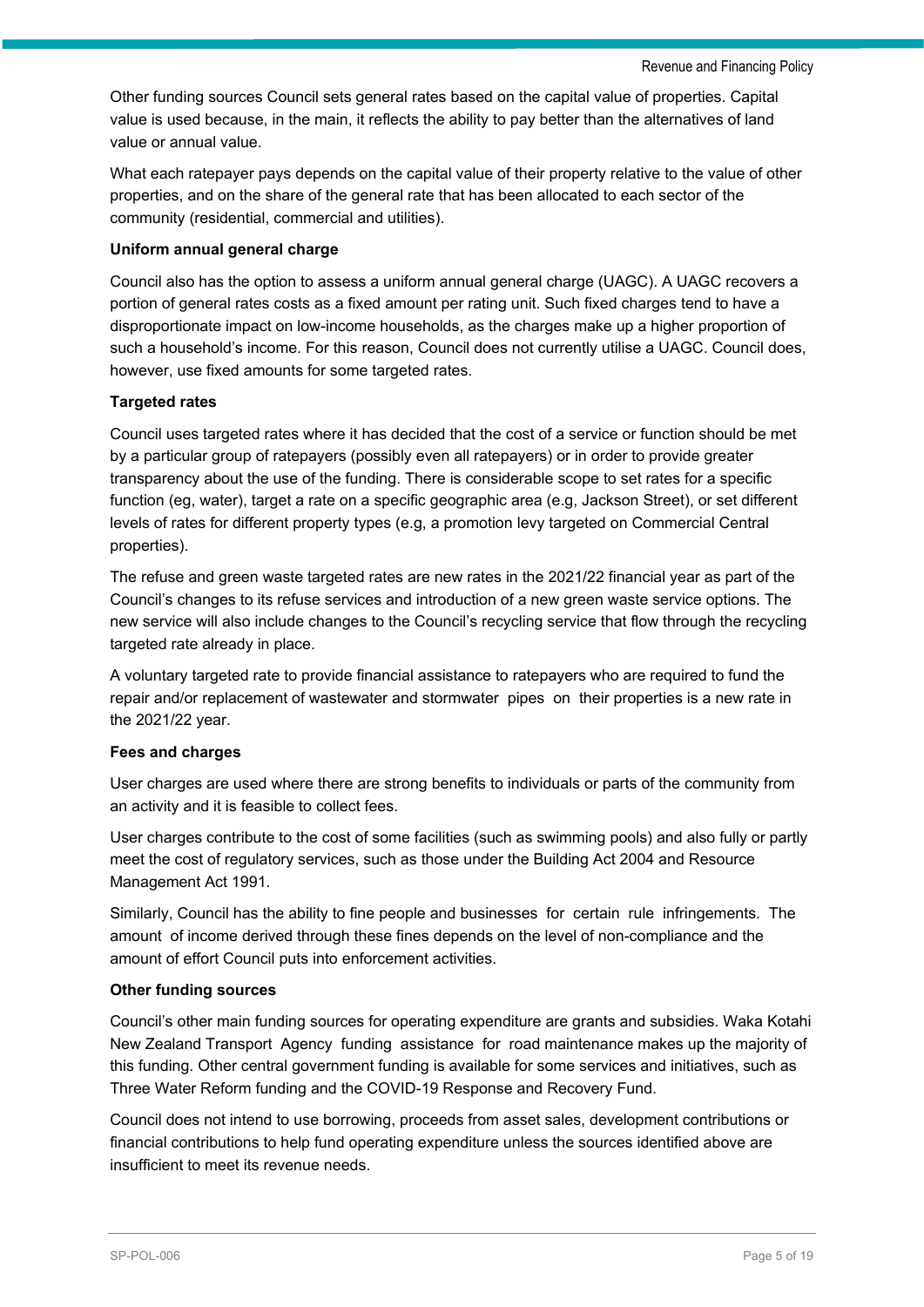Other funding sources Council sets general rates based on the capital value of properties. Capital value is used because, in the main, it reflects the ability to pay better than the alternatives of land value or annual value.

What each ratepayer pays depends on the capital value of their property relative to the value of other properties, and on the share of the general rate that has been allocated to each sector of the community (residential, commercial and utilities).

**Uniform annual general charge**

Council also has the option to assess a uniform annual general charge (UAGC). A UAGC recovers a portion of general rates costs as a fixed amount per rating unit. Such fixed charges tend to have a disproportionate impact on low-income households, as the charges make up a higher proportion of such a household's income. For this reason, Council does not currently utilise a UAGC. Council does, however, use fixed amounts for some targeted rates.

**Targeted rates**

Council uses targeted rates where it has decided that the cost of a service or function should be met by a particular group of ratepayers (possibly even all ratepayers) or in order to provide greater transparency about the use of the funding. There is considerable scope to set rates for a specific function (eg, water), target a rate on a specific geographic area (e.g, Jackson Street), or set different levels of rates for different property types (e.g, a promotion levy targeted on Commercial Central properties).

The refuse and green waste targeted rates are new rates in the 2021/22 financial year as part of the Council's changes to its refuse services and introduction of a new green waste service options. The new service will also include changes to the Council's recycling service that flow through the recycling targeted rate already in place.

A voluntary targeted rate to provide financial assistance to ratepayers who are required to fund the repair and/or replacement of wastewater and stormwater pipes on their properties is a new rate in the 2021/22 year.

**Fees and charges**

User charges are used where there are strong benefits to individuals or parts of the community from an activity and it is feasible to collect fees.

User charges contribute to the cost of some facilities (such as swimming pools) and also fully or partly meet the cost of regulatory services, such as those under the Building Act 2004 and Resource Management Act 1991.

Similarly, Council has the ability to fine people and businesses for certain rule infringements. The amount of income derived through these fines depends on the level of non-compliance and the amount of effort Council puts into enforcement activities.

**Other funding sources**

Council's other main funding sources for operating expenditure are grants and subsidies. Waka Kotahi New Zealand Transport Agency funding assistance for road maintenance makes up the majority of this funding. Other central government funding is available for some services and initiatives, such as Three Water Reform funding and the COVID-19 Response and Recovery Fund.

Council does not intend to use borrowing, proceeds from asset sales, development contributions or financial contributions to help fund operating expenditure unless the sources identified above are insufficient to meet its revenue needs.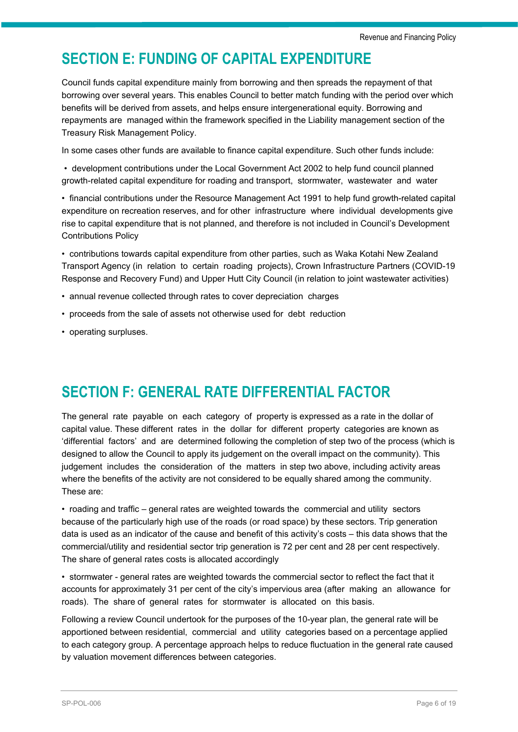# SECTION E: FUNDING OF CAPITAL EXPENDITURE

Council funds capital expenditure mainly from borrowing and then spreads the repayment of that borrowing over several years. This enables Council to better match funding with the period over which benefits will be derived from assets, and helps ensure intergenerational equity. Borrowing and repayments are managed within the framework specified in the Liability management section of the Treasury Risk Management Policy.

In some cases other funds are available to finance capital expenditure. Such other funds include:

- development contributions under the Local Government Act 2002 to help fund council planned growth-related capital expenditure for roading and transport, stormwater, wastewater and water
- financial contributions under the Resource Management Act 1991 to help fund growth-related capital expenditure on recreation reserves, and for other infrastructure where individual developments give rise to capital expenditure that is not planned, and therefore is not included in Council's Development Contributions Policy
- contributions towards capital expenditure from other parties, such as Waka Kotahi New Zealand Transport Agency (in relation to certain roading projects), Crown Infrastructure Partners (COVID-19 Response and Recovery Fund) and Upper Hutt City Council (in relation to joint wastewater activities)
- annual revenue collected through rates to cover depreciation charges
- proceeds from the sale of assets not otherwise used for debt reduction
- operating surpluses.

# SECTION F: GENERAL RATE DIFFERENTIAL FACTOR

The general rate payable on each category of property is expressed as a rate in the dollar of capital value. These different rates in the dollar for different property categories are known as 'differential factors' and are determined following the completion of step two of the process (which is designed to allow the Council to apply its judgement on the overall impact on the community). This judgement includes the consideration of the matters in step two above, including activity areas where the benefits of the activity are not considered to be equally shared among the community. These are:

- roading and traffic – general rates are weighted towards the commercial and utility sectors because of the particularly high use of the roads (or road space) by these sectors. Trip generation data is used as an indicator of the cause and benefit of this activity's costs – this data shows that the commercial/utility and residential sector trip generation is 72 per cent and 28 per cent respectively. The share of general rates costs is allocated accordingly
- stormwater - general rates are weighted towards the commercial sector to reflect the fact that it accounts for approximately 31 per cent of the city's impervious area (after making an allowance for roads). The share of general rates for stormwater is allocated on this basis.

Following a review Council undertook for the purposes of the 10-year plan, the general rate will be apportioned between residential, commercial and utility categories based on a percentage applied to each category group. A percentage approach helps to reduce fluctuation in the general rate caused by valuation movement differences between categories.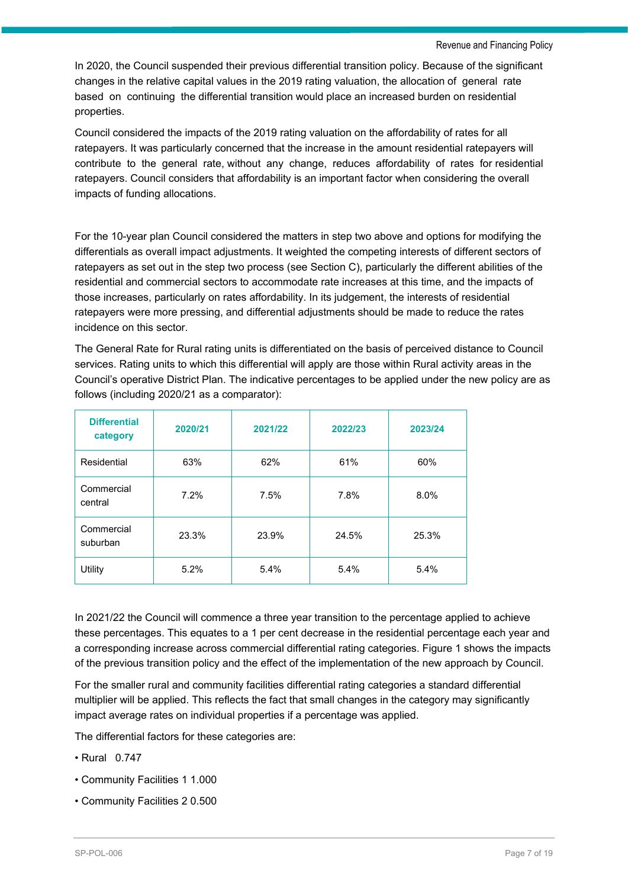In 2020, the Council suspended their previous differential transition policy. Because of the significant changes in the relative capital values in the 2019 rating valuation, the allocation of general rate based on continuing the differential transition would place an increased burden on residential properties.

Council considered the impacts of the 2019 rating valuation on the affordability of rates for all ratepayers. It was particularly concerned that the increase in the amount residential ratepayers will contribute to the general rate, without any change, reduces affordability of rates for residential ratepayers. Council considers that affordability is an important factor when considering the overall impacts of funding allocations.

For the 10-year plan Council considered the matters in step two above and options for modifying the differentials as overall impact adjustments. It weighted the competing interests of different sectors of ratepayers as set out in the step two process (see Section C), particularly the different abilities of the residential and commercial sectors to accommodate rate increases at this time, and the impacts of those increases, particularly on rates affordability. In its judgement, the interests of residential ratepayers were more pressing, and differential adjustments should be made to reduce the rates incidence on this sector.

The General Rate for Rural rating units is differentiated on the basis of perceived distance to Council services. Rating units to which this differential will apply are those within Rural activity areas in the Council's operative District Plan. The indicative percentages to be applied under the new policy are as follows (including 2020/21 as a comparator):

| Differential category | 2020/21 | 2021/22 | 2022/23 | 2023/24 |
|---|---|---|---|---|
| Residential | 63% | 62% | 61% | 60% |
| Commercial central | 7.2% | 7.5% | 7.8% | 8.0% |
| Commercial suburban | 23.3% | 23.9% | 24.5% | 25.3% |
| Utility | 5.2% | 5.4% | 5.4% | 5.4% |

In 2021/22 the Council will commence a three year transition to the percentage applied to achieve these percentages. This equates to a 1 per cent decrease in the residential percentage each year and a corresponding increase across commercial differential rating categories. Figure 1 shows the impacts of the previous transition policy and the effect of the implementation of the new approach by Council.

For the smaller rural and community facilities differential rating categories a standard differential multiplier will be applied. This reflects the fact that small changes in the category may significantly impact average rates on individual properties if a percentage was applied.

The differential factors for these categories are:

- Rural 0.747
- Community Facilities 1 1.000
- Community Facilities 2 0.500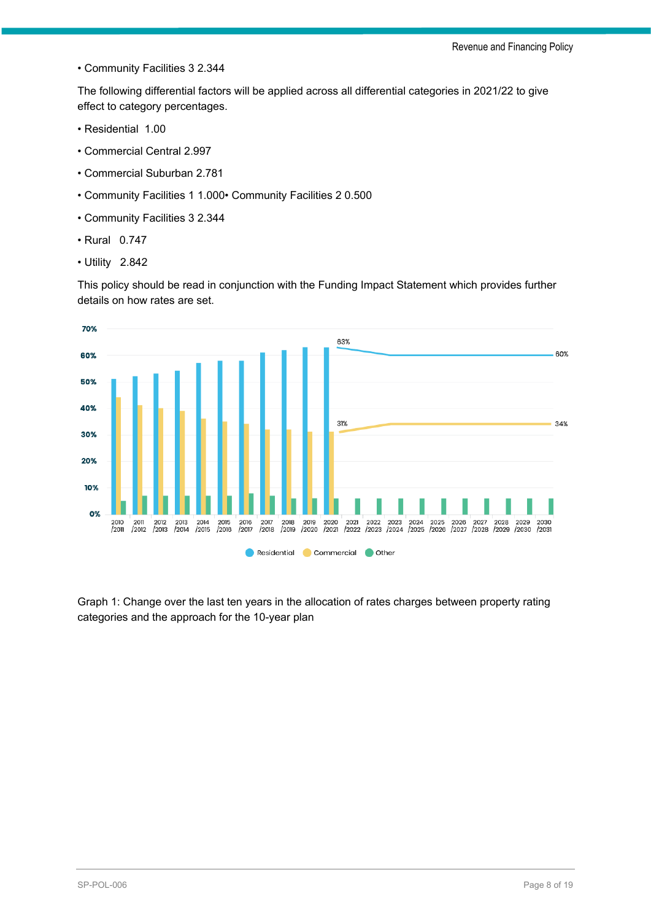- Community Facilities 3 2.344

The following differential factors will be applied across all differential categories in 2021/22 to give effect to category percentages.

- Residential  1.00
- Commercial Central 2.997
- Commercial Suburban 2.781
- Community Facilities 1 1.000• Community Facilities 2 0.500
- Community Facilities 3 2.344
- Rural   0.747
- Utility   2.842

This policy should be read in conjunction with the Funding Impact Statement which provides further details on how rates are set.

Graph 1: Change over the last ten years in the allocation of rates charges between property rating categories and the approach for the 10-year plan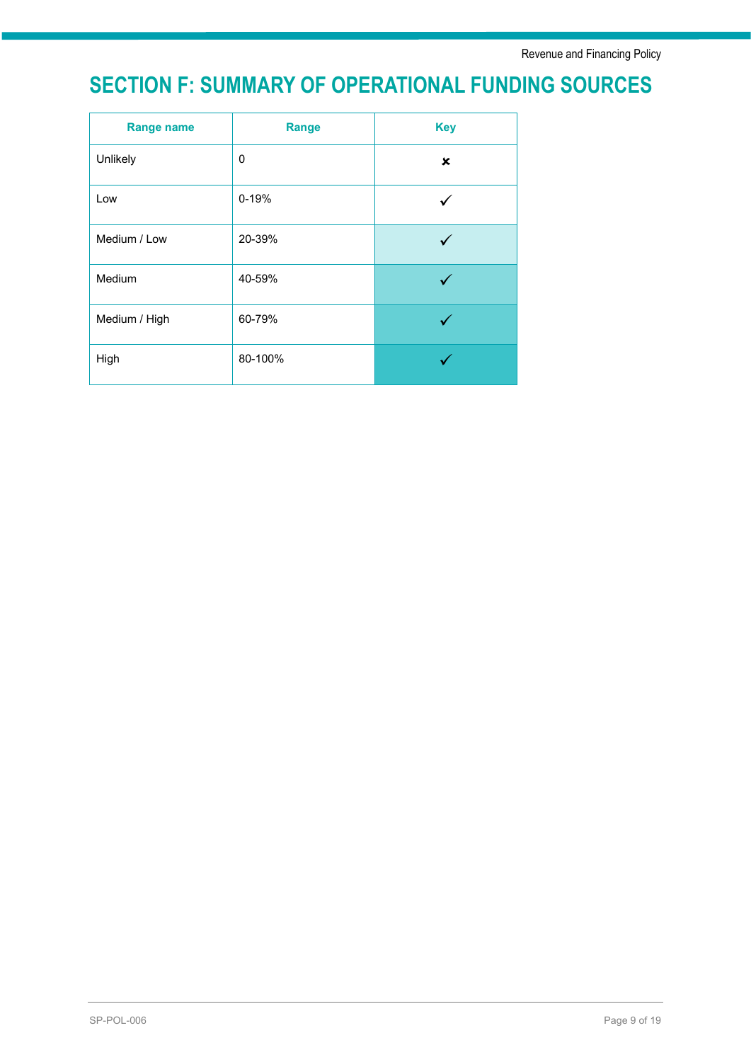# SECTION F: SUMMARY OF OPERATIONAL FUNDING SOURCES

| Range name | Range | Key |
|---|---|---|
| Unlikely | 0 | ✘ |
| Low | 0-19% | ✓ |
| Medium / Low | 20-39% | ✓ |
| Medium | 40-59% | ✓ |
| Medium / High | 60-79% | ✓ |
| High | 80-100% | ✓ |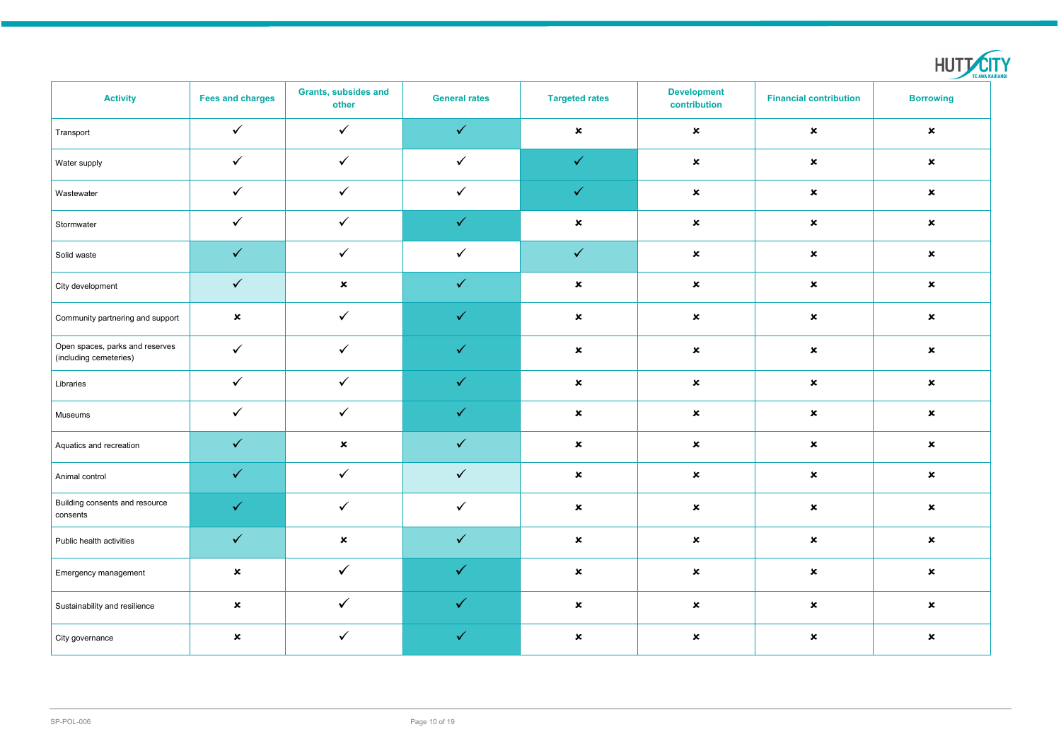| Activity | Fees and charges | Grants, subsides and other | General rates | Targeted rates | Development contribution | Financial contribution | Borrowing |
|---|---|---|---|---|---|---|---|
| Transport | ✓ | ✓ | ✓ | ✗ | ✗ | ✗ | ✗ |
| Water supply | ✓ | ✓ | ✓ | ✓ | ✗ | ✗ | ✗ |
| Wastewater | ✓ | ✓ | ✓ | ✓ | ✗ | ✗ | ✗ |
| Stormwater | ✓ | ✓ | ✓ | ✗ | ✗ | ✗ | ✗ |
| Solid waste | ✓ | ✓ | ✓ | ✓ | ✗ | ✗ | ✗ |
| City development | ✓ | ✗ | ✓ | ✗ | ✗ | ✗ | ✗ |
| Community partnering and support | ✗ | ✓ | ✓ | ✗ | ✗ | ✗ | ✗ |
| Open spaces, parks and reserves (including cemeteries) | ✓ | ✓ | ✓ | ✗ | ✗ | ✗ | ✗ |
| Libraries | ✓ | ✓ | ✓ | ✗ | ✗ | ✗ | ✗ |
| Museums | ✓ | ✓ | ✓ | ✗ | ✗ | ✗ | ✗ |
| Aquatics and recreation | ✓ | ✗ | ✓ | ✗ | ✗ | ✗ | ✗ |
| Animal control | ✓ | ✓ | ✓ | ✗ | ✗ | ✗ | ✗ |
| Building consents and resource consents | ✓ | ✓ | ✓ | ✗ | ✗ | ✗ | ✗ |
| Public health activities | ✓ | ✗ | ✓ | ✗ | ✗ | ✗ | ✗ |
| Emergency management | ✗ | ✓ | ✓ | ✗ | ✗ | ✗ | ✗ |
| Sustainability and resilience | ✗ | ✓ | ✓ | ✗ | ✗ | ✗ | ✗ |
| City governance | ✗ | ✓ | ✓ | ✗ | ✗ | ✗ | ✗ |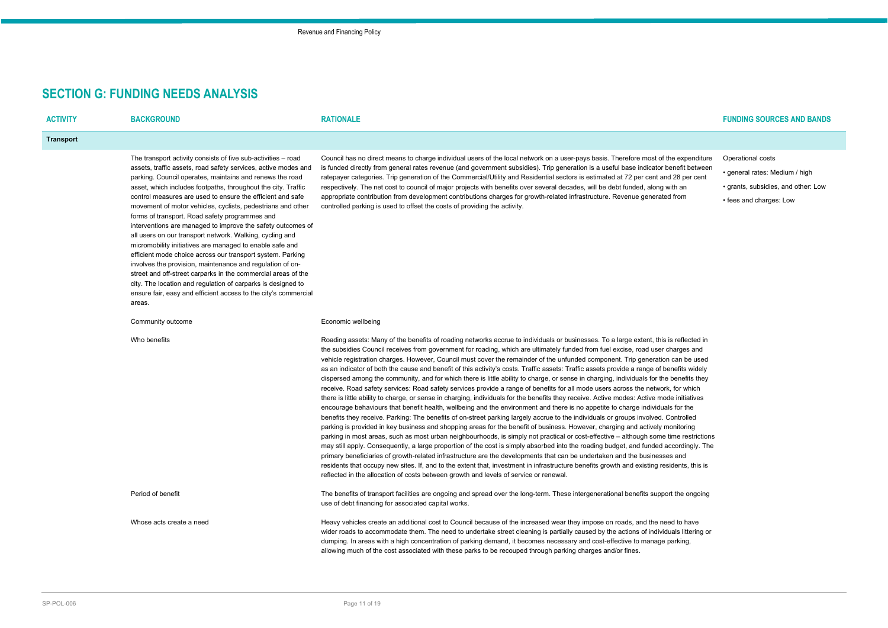## SECTION G: FUNDING NEEDS ANALYSIS

| ACTIVITY | BACKGROUND | RATIONALE | FUNDING SOURCES AND BANDS |
|---|---|---|---|
| **Transport** | | | |
| | The transport activity consists of five sub-activities – road assets, traffic assets, road safety services, active modes and parking. Council operates, maintains and renews the road asset, which includes footpaths, throughout the city. Traffic control measures are used to ensure the efficient and safe movement of motor vehicles, cyclists, pedestrians and other forms of transport. Road safety programmes and interventions are managed to improve the safety outcomes of all users on our transport network. Walking, cycling and micromobility initiatives are managed to enable safe and efficient mode choice across our transport system. Parking involves the provision, maintenance and regulation of on-street and off-street carparks in the commercial areas of the city. The location and regulation of carparks is designed to ensure fair, easy and efficient access to the city's commercial areas. | Council has no direct means to charge individual users of the local network on a user-pays basis. Therefore most of the expenditure is funded directly from general rates revenue (and government subsidies). Trip generation is a useful base indicator benefit between ratepayer categories. Trip generation of the Commercial/Utility and Residential sectors is estimated at 72 per cent and 28 per cent respectively. The net cost to council of major projects with benefits over several decades, will be debt funded, along with an appropriate contribution from development contributions charges for growth-related infrastructure. Revenue generated from controlled parking is used to offset the costs of providing the activity. | Operational costs<br>• general rates: Medium / high<br>• grants, subsidies, and other: Low<br>• fees and charges: Low |
| | Community outcome | Economic wellbeing | |
| | Who benefits | Roading assets: Many of the benefits of roading networks accrue to individuals or businesses. To a large extent, this is reflected in the subsidies Council receives from government for roading, which are ultimately funded from fuel excise, road user charges and vehicle registration charges. However, Council must cover the remainder of the unfunded component. Trip generation can be used as an indicator of both the cause and benefit of this activity's costs. Traffic assets: Traffic assets provide a range of benefits widely dispersed among the community, and for which there is little ability to charge, or sense in charging, individuals for the benefits they receive. Road safety services: Road safety services provide a range of benefits for all mode users across the network, for which there is little ability to charge, or sense in charging, individuals for the benefits they receive. Active modes: Active mode initiatives encourage behaviours that benefit health, wellbeing and the environment and there is no appetite to charge individuals for the benefits they receive. Parking: The benefits of on-street parking largely accrue to the individuals or groups involved. Controlled parking is provided in key business and shopping areas for the benefit of business. However, charging and actively monitoring parking in most areas, such as most urban neighbourhoods, is simply not practical or cost-effective – although some time restrictions may still apply. Consequently, a large proportion of the cost is simply absorbed into the roading budget, and funded accordingly. The primary beneficiaries of growth-related infrastructure are the developments that can be undertaken and the businesses and residents that occupy new sites. If, and to the extent that, investment in infrastructure benefits growth and existing residents, this is reflected in the allocation of costs between growth and levels of service or renewal. | |
| | Period of benefit | The benefits of transport facilities are ongoing and spread over the long-term. These intergenerational benefits support the ongoing use of debt financing for associated capital works. | |
| | Whose acts create a need | Heavy vehicles create an additional cost to Council because of the increased wear they impose on roads, and the need to have wider roads to accommodate them. The need to undertake street cleaning is partially caused by the actions of individuals littering or dumping. In areas with a high concentration of parking demand, it becomes necessary and cost-effective to manage parking, allowing much of the cost associated with these parks to be recouped through parking charges and/or fines. | |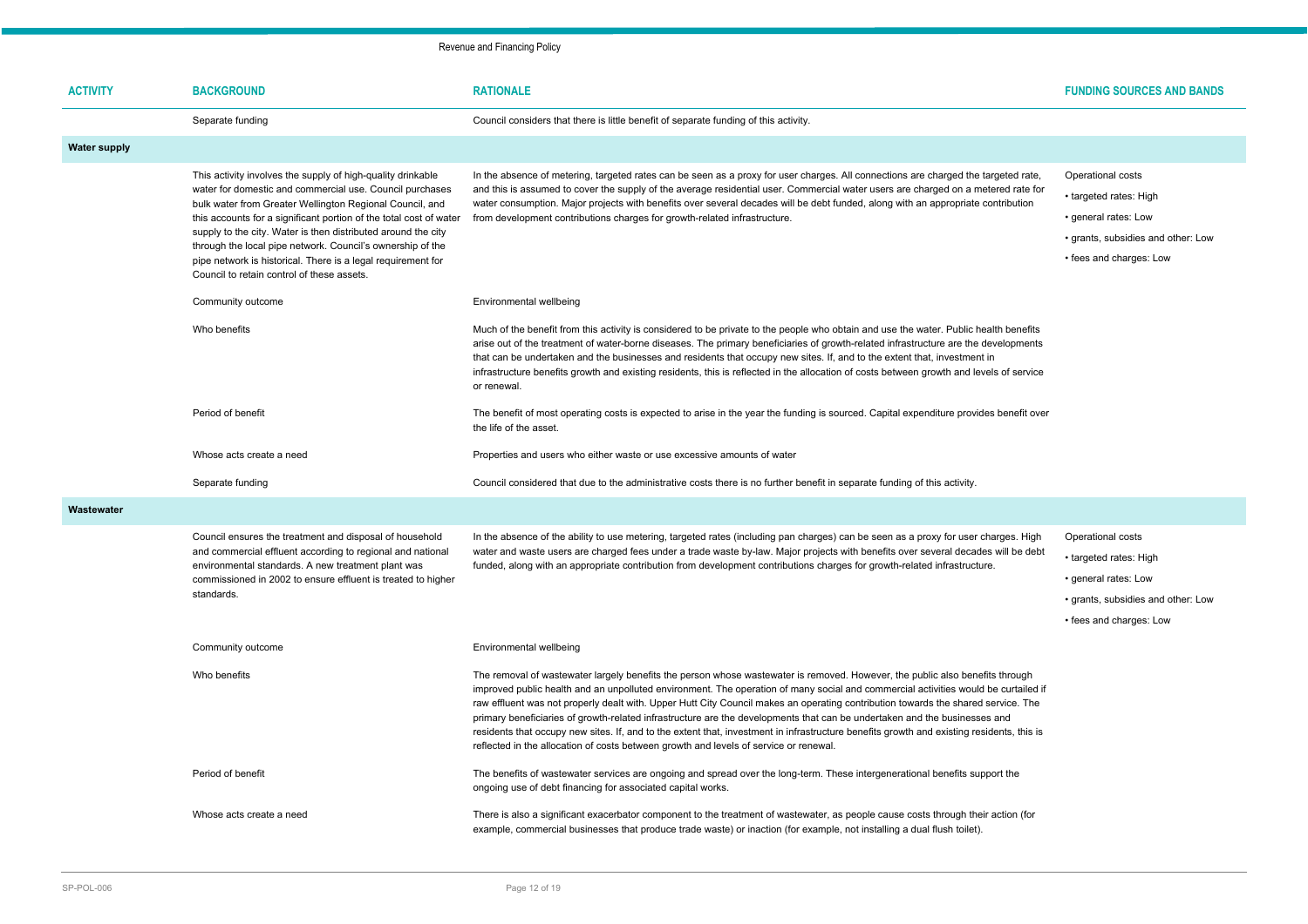| ACTIVITY | BACKGROUND | RATIONALE | FUNDING SOURCES AND BANDS |
|---|---|---|---|
| | Separate funding | Council considers that there is little benefit of separate funding of this activity. | |
| **Water supply** | | | |
| | This activity involves the supply of high-quality drinkable water for domestic and commercial use. Council purchases bulk water from Greater Wellington Regional Council, and this accounts for a significant portion of the total cost of water supply to the city. Water is then distributed around the city through the local pipe network. Council's ownership of the pipe network is historical. There is a legal requirement for Council to retain control of these assets. | In the absence of metering, targeted rates can be seen as a proxy for user charges. All connections are charged the targeted rate, and this is assumed to cover the supply of the average residential user. Commercial water users are charged on a metered rate for water consumption. Major projects with benefits over several decades will be debt funded, along with an appropriate contribution from development contributions charges for growth-related infrastructure. | Operational costs<br>• targeted rates: High<br>• general rates: Low<br>• grants, subsidies and other: Low<br>• fees and charges: Low |
| | Community outcome | Environmental wellbeing | |
| | Who benefits | Much of the benefit from this activity is considered to be private to the people who obtain and use the water. Public health benefits arise out of the treatment of water-borne diseases. The primary beneficiaries of growth-related infrastructure are the developments that can be undertaken and the businesses and residents that occupy new sites. If, and to the extent that, investment in infrastructure benefits growth and existing residents, this is reflected in the allocation of costs between growth and levels of service or renewal. | |
| | Period of benefit | The benefit of most operating costs is expected to arise in the year the funding is sourced. Capital expenditure provides benefit over the life of the asset. | |
| | Whose acts create a need | Properties and users who either waste or use excessive amounts of water | |
| | Separate funding | Council considered that due to the administrative costs there is no further benefit in separate funding of this activity. | |
| **Wastewater** | | | |
| | Council ensures the treatment and disposal of household and commercial effluent according to regional and national environmental standards. A new treatment plant was commissioned in 2002 to ensure effluent is treated to higher standards. | In the absence of the ability to use metering, targeted rates (including pan charges) can be seen as a proxy for user charges. High water and waste users are charged fees under a trade waste by-law. Major projects with benefits over several decades will be debt funded, along with an appropriate contribution from development contributions charges for growth-related infrastructure. | Operational costs<br>• targeted rates: High<br>• general rates: Low<br>• grants, subsidies and other: Low<br>• fees and charges: Low |
| | Community outcome | Environmental wellbeing | |
| | Who benefits | The removal of wastewater largely benefits the person whose wastewater is removed. However, the public also benefits through improved public health and an unpolluted environment. The operation of many social and commercial activities would be curtailed if raw effluent was not properly dealt with. Upper Hutt City Council makes an operating contribution towards the shared service. The primary beneficiaries of growth-related infrastructure are the developments that can be undertaken and the businesses and residents that occupy new sites. If, and to the extent that, investment in infrastructure benefits growth and existing residents, this is reflected in the allocation of costs between growth and levels of service or renewal. | |
| | Period of benefit | The benefits of wastewater services are ongoing and spread over the long-term. These intergenerational benefits support the ongoing use of debt financing for associated capital works. | |
| | Whose acts create a need | There is also a significant exacerbator component to the treatment of wastewater, as people cause costs through their action (for example, commercial businesses that produce trade waste) or inaction (for example, not installing a dual flush toilet). | |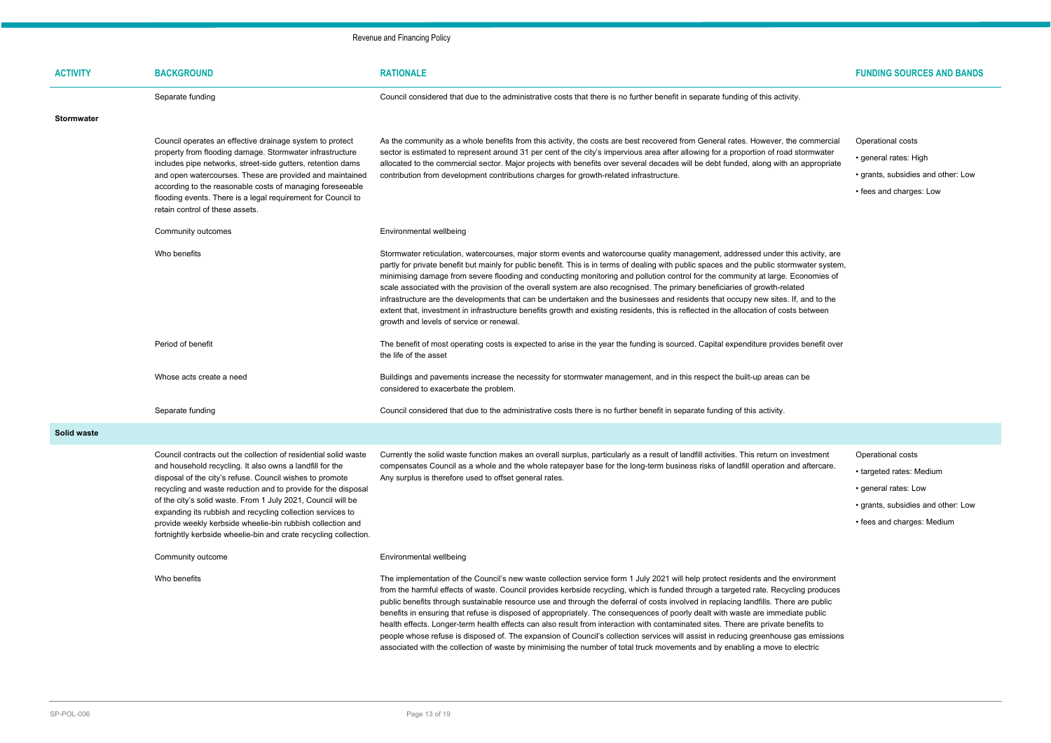| ACTIVITY | BACKGROUND | RATIONALE | FUNDING SOURCES AND BANDS |
|---|---|---|---|
| | Separate funding | Council considered that due to the administrative costs that there is no further benefit in separate funding of this activity. | |
| **Stormwater** | | | |
| | Council operates an effective drainage system to protect property from flooding damage. Stormwater infrastructure includes pipe networks, street-side gutters, retention dams and open watercourses. These are provided and maintained according to the reasonable costs of managing foreseeable flooding events. There is a legal requirement for Council to retain control of these assets. | As the community as a whole benefits from this activity, the costs are best recovered from General rates. However, the commercial sector is estimated to represent around 31 per cent of the city's impervious area after allowing for a proportion of road stormwater allocated to the commercial sector. Major projects with benefits over several decades will be debt funded, along with an appropriate contribution from development contributions charges for growth-related infrastructure. | Operational costs<br>• general rates: High<br>• grants, subsidies and other: Low<br>• fees and charges: Low |
| | Community outcomes | Environmental wellbeing | |
| | Who benefits | Stormwater reticulation, watercourses, major storm events and watercourse quality management, addressed under this activity, are partly for private benefit but mainly for public benefit. This is in terms of dealing with public spaces and the public stormwater system, minimising damage from severe flooding and conducting monitoring and pollution control for the community at large. Economies of scale associated with the provision of the overall system are also recognised. The primary beneficiaries of growth-related infrastructure are the developments that can be undertaken and the businesses and residents that occupy new sites. If, and to the extent that, investment in infrastructure benefits growth and existing residents, this is reflected in the allocation of costs between growth and levels of service or renewal. | |
| | Period of benefit | The benefit of most operating costs is expected to arise in the year the funding is sourced. Capital expenditure provides benefit over the life of the asset | |
| | Whose acts create a need | Buildings and pavements increase the necessity for stormwater management, and in this respect the built-up areas can be considered to exacerbate the problem. | |
| | Separate funding | Council considered that due to the administrative costs there is no further benefit in separate funding of this activity. | |
| **Solid waste** | | | |
| | Council contracts out the collection of residential solid waste and household recycling. It also owns a landfill for the disposal of the city's refuse. Council wishes to promote recycling and waste reduction and to provide for the disposal of the city's solid waste. From 1 July 2021, Council will be expanding its rubbish and recycling collection services to provide weekly kerbside wheelie-bin rubbish collection and fortnightly kerbside wheelie-bin and crate recycling collection. | Currently the solid waste function makes an overall surplus, particularly as a result of landfill activities. This return on investment compensates Council as a whole and the whole ratepayer base for the long-term business risks of landfill operation and aftercare. Any surplus is therefore used to offset general rates. | Operational costs<br>• targeted rates: Medium<br>• general rates: Low<br>• grants, subsidies and other: Low<br>• fees and charges: Medium |
| | Community outcome | Environmental wellbeing | |
| | Who benefits | The implementation of the Council's new waste collection service form 1 July 2021 will help protect residents and the environment from the harmful effects of waste. Council provides kerbside recycling, which is funded through a targeted rate. Recycling produces public benefits through sustainable resource use and through the deferral of costs involved in replacing landfills. There are public benefits in ensuring that refuse is disposed of appropriately. The consequences of poorly dealt with waste are immediate public health effects. Longer-term health effects can also result from interaction with contaminated sites. There are private benefits to people whose refuse is disposed of. The expansion of Council's collection services will assist in reducing greenhouse gas emissions associated with the collection of waste by minimising the number of total truck movements and by enabling a move to electric | |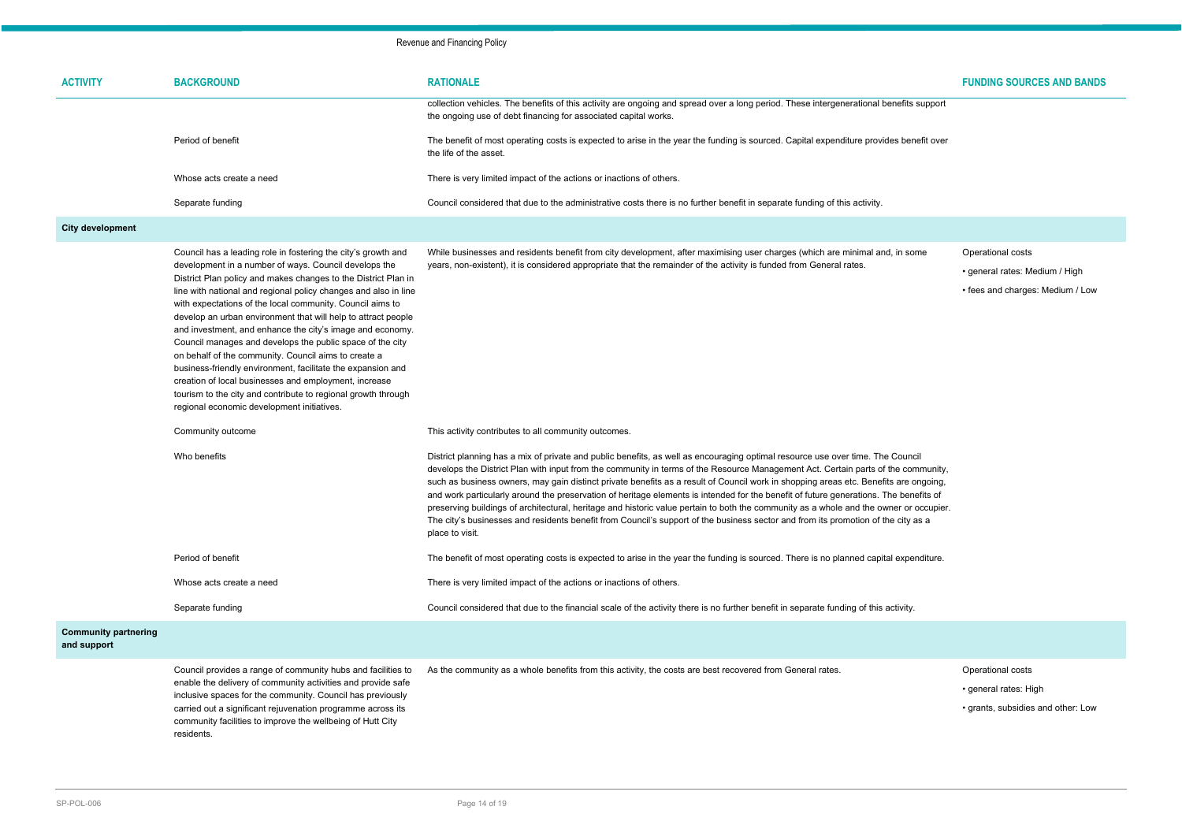| ACTIVITY | BACKGROUND | RATIONALE | FUNDING SOURCES AND BANDS |
|---|---|---|---|
| | | collection vehicles. The benefits of this activity are ongoing and spread over a long period. These intergenerational benefits support the ongoing use of debt financing for associated capital works. | |
| | Period of benefit | The benefit of most operating costs is expected to arise in the year the funding is sourced. Capital expenditure provides benefit over the life of the asset. | |
| | Whose acts create a need | There is very limited impact of the actions or inactions of others. | |
| | Separate funding | Council considered that due to the administrative costs there is no further benefit in separate funding of this activity. | |
| **City development** | | | |
| | Council has a leading role in fostering the city's growth and development in a number of ways. Council develops the District Plan policy and makes changes to the District Plan in line with national and regional policy changes and also in line with expectations of the local community. Council aims to develop an urban environment that will help to attract people and investment, and enhance the city's image and economy. Council manages and develops the public space of the city on behalf of the community. Council aims to create a business-friendly environment, facilitate the expansion and creation of local businesses and employment, increase tourism to the city and contribute to regional growth through regional economic development initiatives. | While businesses and residents benefit from city development, after maximising user charges (which are minimal and, in some years, non-existent), it is considered appropriate that the remainder of the activity is funded from General rates. | Operational costs<br>• general rates: Medium / High<br>• fees and charges: Medium / Low |
| | Community outcome | This activity contributes to all community outcomes. | |
| | Who benefits | District planning has a mix of private and public benefits, as well as encouraging optimal resource use over time. The Council develops the District Plan with input from the community in terms of the Resource Management Act. Certain parts of the community, such as business owners, may gain distinct private benefits as a result of Council work in shopping areas etc. Benefits are ongoing, and work particularly around the preservation of heritage elements is intended for the benefit of future generations. The benefits of preserving buildings of architectural, heritage and historic value pertain to both the community as a whole and the owner or occupier. The city's businesses and residents benefit from Council's support of the business sector and from its promotion of the city as a place to visit. | |
| | Period of benefit | The benefit of most operating costs is expected to arise in the year the funding is sourced. There is no planned capital expenditure. | |
| | Whose acts create a need | There is very limited impact of the actions or inactions of others. | |
| | Separate funding | Council considered that due to the financial scale of the activity there is no further benefit in separate funding of this activity. | |
| **Community partnering and support** | | | |
| | Council provides a range of community hubs and facilities to enable the delivery of community activities and provide safe inclusive spaces for the community. Council has previously carried out a significant rejuvenation programme across its community facilities to improve the wellbeing of Hutt City residents. | As the community as a whole benefits from this activity, the costs are best recovered from General rates. | Operational costs<br>• general rates: High<br>• grants, subsidies and other: Low |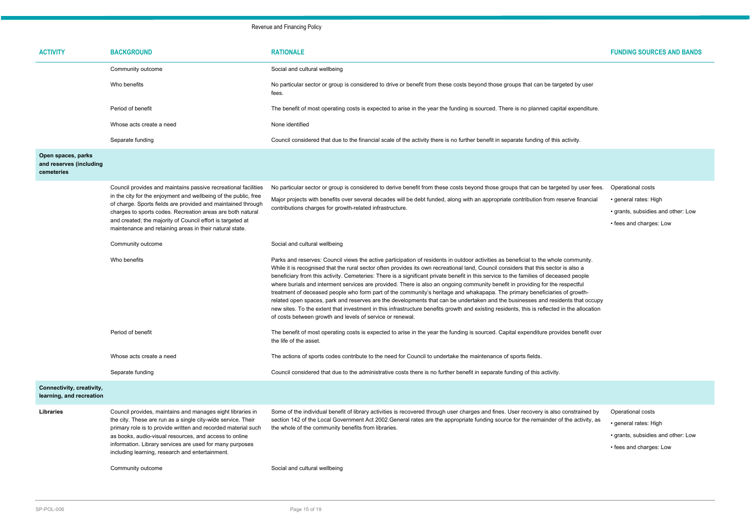| ACTIVITY | BACKGROUND | RATIONALE | FUNDING SOURCES AND BANDS |
|---|---|---|---|
| | Community outcome | Social and cultural wellbeing | |
| | Who benefits | No particular sector or group is considered to drive or benefit from these costs beyond those groups that can be targeted by user fees. | |
| | Period of benefit | The benefit of most operating costs is expected to arise in the year the funding is sourced. There is no planned capital expenditure. | |
| | Whose acts create a need | None identified | |
| | Separate funding | Council considered that due to the financial scale of the activity there is no further benefit in separate funding of this activity. | |
| **Open spaces, parks and reserves (including cemeteries** | | | |
| | Council provides and maintains passive recreational facilities in the city for the enjoyment and wellbeing of the public, free of charge. Sports fields are provided and maintained through charges to sports codes. Recreation areas are both natural and created; the majority of Council effort is targeted at maintenance and retaining areas in their natural state. | No particular sector or group is considered to derive benefit from these costs beyond those groups that can be targeted by user fees. Major projects with benefits over several decades will be debt funded, along with an appropriate contribution from reserve financial contributions charges for growth-related infrastructure. | Operational costs<br>• general rates: High<br>• grants, subsidies and other: Low<br>• fees and charges: Low |
| | Community outcome | Social and cultural wellbeing | |
| | Who benefits | Parks and reserves: Council views the active participation of residents in outdoor activities as beneficial to the whole community. While it is recognised that the rural sector often provides its own recreational land, Council considers that this sector is also a beneficiary from this activity. Cemeteries: There is a significant private benefit in this service to the families of deceased people where burials and interment services are provided. There is also an ongoing community benefit in providing for the respectful treatment of deceased people who form part of the community's heritage and whakapapa. The primary beneficiaries of growth-related open spaces, park and reserves are the developments that can be undertaken and the businesses and residents that occupy new sites. To the extent that investment in this infrastructure benefits growth and existing residents, this is reflected in the allocation of costs between growth and levels of service or renewal. | |
| | Period of benefit | The benefit of most operating costs is expected to arise in the year the funding is sourced. Capital expenditure provides benefit over the life of the asset. | |
| | Whose acts create a need | The actions of sports codes contribute to the need for Council to undertake the maintenance of sports fields. | |
| | Separate funding | Council considered that due to the administrative costs there is no further benefit in separate funding of this activity. | |
| **Connectivity, creativity, learning, and recreation** | | | |
| **Libraries** | Council provides, maintains and manages eight libraries in the city. These are run as a single city-wide service. Their primary role is to provide written and recorded material such as books, audio-visual resources, and access to online information. Library services are used for many purposes including learning, research and entertainment. | Some of the individual benefit of library activities is recovered through user charges and fines. User recovery is also constrained by section 142 of the Local Government Act 2002.General rates are the appropriate funding source for the remainder of the activity, as the whole of the community benefits from libraries. | Operational costs<br>• general rates: High<br>• grants, subsidies and other: Low<br>• fees and charges: Low |
| | Community outcome | Social and cultural wellbeing | |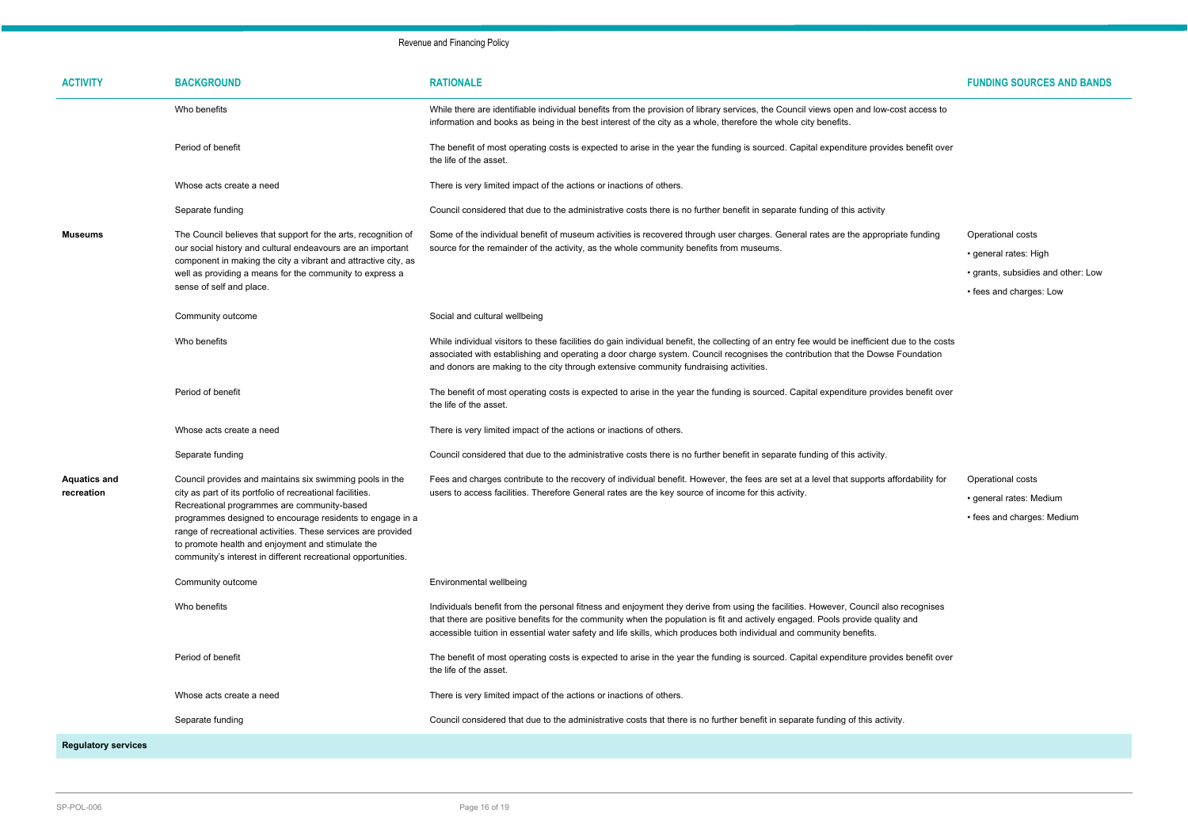| ACTIVITY | BACKGROUND | RATIONALE | FUNDING SOURCES AND BANDS |
|---|---|---|---|
| | Who benefits | While there are identifiable individual benefits from the provision of library services, the Council views open and low-cost access to information and books as being in the best interest of the city as a whole, therefore the whole city benefits. | |
| | Period of benefit | The benefit of most operating costs is expected to arise in the year the funding is sourced. Capital expenditure provides benefit over the life of the asset. | |
| | Whose acts create a need | There is very limited impact of the actions or inactions of others. | |
| | Separate funding | Council considered that due to the administrative costs there is no further benefit in separate funding of this activity | |
| **Museums** | The Council believes that support for the arts, recognition of our social history and cultural endeavours are an important component in making the city a vibrant and attractive city, as well as providing a means for the community to express a sense of self and place. | Some of the individual benefit of museum activities is recovered through user charges. General rates are the appropriate funding source for the remainder of the activity, as the whole community benefits from museums. | Operational costs<br>• general rates: High<br>• grants, subsidies and other: Low<br>• fees and charges: Low |
| | Community outcome | Social and cultural wellbeing | |
| | Who benefits | While individual visitors to these facilities do gain individual benefit, the collecting of an entry fee would be inefficient due to the costs associated with establishing and operating a door charge system. Council recognises the contribution that the Dowse Foundation and donors are making to the city through extensive community fundraising activities. | |
| | Period of benefit | The benefit of most operating costs is expected to arise in the year the funding is sourced. Capital expenditure provides benefit over the life of the asset. | |
| | Whose acts create a need | There is very limited impact of the actions or inactions of others. | |
| | Separate funding | Council considered that due to the administrative costs there is no further benefit in separate funding of this activity. | |
| **Aquatics and recreation** | Council provides and maintains six swimming pools in the city as part of its portfolio of recreational facilities. Recreational programmes are community-based programmes designed to encourage residents to engage in a range of recreational activities. These services are provided to promote health and enjoyment and stimulate the community's interest in different recreational opportunities. | Fees and charges contribute to the recovery of individual benefit. However, the fees are set at a level that supports affordability for users to access facilities. Therefore General rates are the key source of income for this activity. | Operational costs<br>• general rates: Medium<br>• fees and charges: Medium |
| | Community outcome | Environmental wellbeing | |
| | Who benefits | Individuals benefit from the personal fitness and enjoyment they derive from using the facilities. However, Council also recognises that there are positive benefits for the community when the population is fit and actively engaged. Pools provide quality and accessible tuition in essential water safety and life skills, which produces both individual and community benefits. | |
| | Period of benefit | The benefit of most operating costs is expected to arise in the year the funding is sourced. Capital expenditure provides benefit over the life of the asset. | |
| | Whose acts create a need | There is very limited impact of the actions or inactions of others. | |
| | Separate funding | Council considered that due to the administrative costs that there is no further benefit in separate funding of this activity. | |
| **Regulatory services** | | | |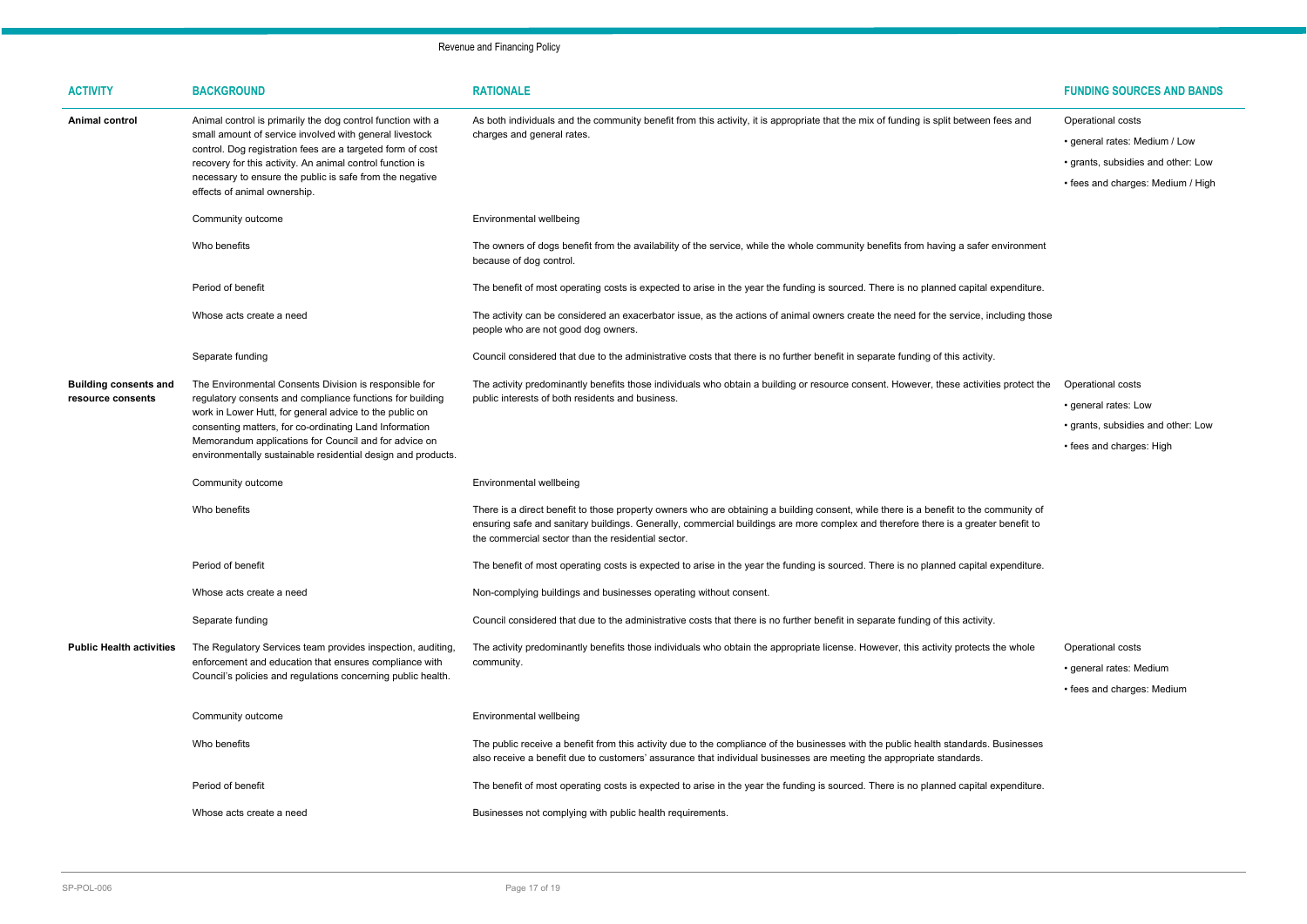| ACTIVITY | BACKGROUND | RATIONALE | FUNDING SOURCES AND BANDS |
|---|---|---|---|
| **Animal control** | Animal control is primarily the dog control function with a small amount of service involved with general livestock control. Dog registration fees are a targeted form of cost recovery for this activity. An animal control function is necessary to ensure the public is safe from the negative effects of animal ownership. | As both individuals and the community benefit from this activity, it is appropriate that the mix of funding is split between fees and charges and general rates. | Operational costs<br>• general rates: Medium / Low<br>• grants, subsidies and other: Low<br>• fees and charges: Medium / High |
| | Community outcome | Environmental wellbeing | |
| | Who benefits | The owners of dogs benefit from the availability of the service, while the whole community benefits from having a safer environment because of dog control. | |
| | Period of benefit | The benefit of most operating costs is expected to arise in the year the funding is sourced. There is no planned capital expenditure. | |
| | Whose acts create a need | The activity can be considered an exacerbator issue, as the actions of animal owners create the need for the service, including those people who are not good dog owners. | |
| | Separate funding | Council considered that due to the administrative costs that there is no further benefit in separate funding of this activity. | |
| **Building consents and resource consents** | The Environmental Consents Division is responsible for regulatory consents and compliance functions for building work in Lower Hutt, for general advice to the public on consenting matters, for co-ordinating Land Information Memorandum applications for Council and for advice on environmentally sustainable residential design and products. | The activity predominantly benefits those individuals who obtain a building or resource consent. However, these activities protect the public interests of both residents and business. | Operational costs<br>• general rates: Low<br>• grants, subsidies and other: Low<br>• fees and charges: High |
| | Community outcome | Environmental wellbeing | |
| | Who benefits | There is a direct benefit to those property owners who are obtaining a building consent, while there is a benefit to the community of ensuring safe and sanitary buildings. Generally, commercial buildings are more complex and therefore there is a greater benefit to the commercial sector than the residential sector. | |
| | Period of benefit | The benefit of most operating costs is expected to arise in the year the funding is sourced. There is no planned capital expenditure. | |
| | Whose acts create a need | Non-complying buildings and businesses operating without consent. | |
| | Separate funding | Council considered that due to the administrative costs that there is no further benefit in separate funding of this activity. | |
| **Public Health activities** | The Regulatory Services team provides inspection, auditing, enforcement and education that ensures compliance with Council's policies and regulations concerning public health. | The activity predominantly benefits those individuals who obtain the appropriate license. However, this activity protects the whole community. | Operational costs<br>• general rates: Medium<br>• fees and charges: Medium |
| | Community outcome | Environmental wellbeing | |
| | Who benefits | The public receive a benefit from this activity due to the compliance of the businesses with the public health standards. Businesses also receive a benefit due to customers' assurance that individual businesses are meeting the appropriate standards. | |
| | Period of benefit | The benefit of most operating costs is expected to arise in the year the funding is sourced. There is no planned capital expenditure. | |
| | Whose acts create a need | Businesses not complying with public health requirements. | |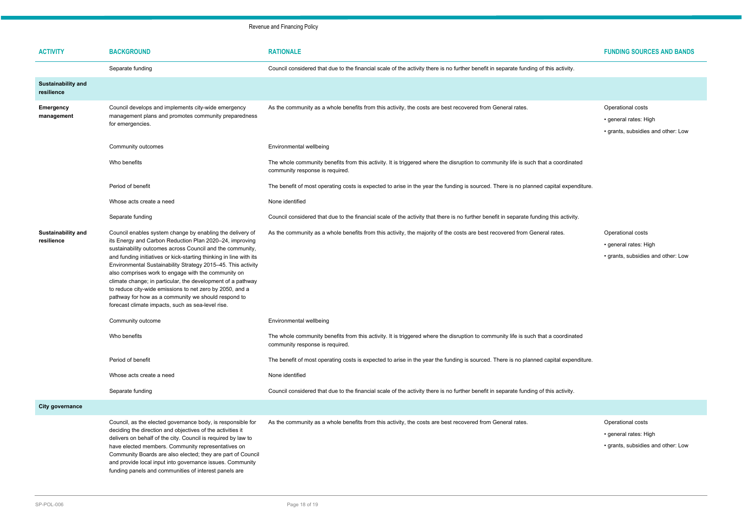| ACTIVITY | BACKGROUND | RATIONALE | FUNDING SOURCES AND BANDS |
|---|---|---|---|
| | Separate funding | Council considered that due to the financial scale of the activity there is no further benefit in separate funding of this activity. | |
| **Sustainability and resilience** | | | |
| **Emergency management** | Council develops and implements city-wide emergency management plans and promotes community preparedness for emergencies. | As the community as a whole benefits from this activity, the costs are best recovered from General rates. | Operational costs<br>• general rates: High<br>• grants, subsidies and other: Low |
| | Community outcomes | Environmental wellbeing | |
| | Who benefits | The whole community benefits from this activity. It is triggered where the disruption to community life is such that a coordinated community response is required. | |
| | Period of benefit | The benefit of most operating costs is expected to arise in the year the funding is sourced. There is no planned capital expenditure. | |
| | Whose acts create a need | None identified | |
| | Separate funding | Council considered that due to the financial scale of the activity that there is no further benefit in separate funding this activity. | |
| **Sustainability and resilience** | Council enables system change by enabling the delivery of its Energy and Carbon Reduction Plan 2020–24, improving sustainability outcomes across Council and the community, and funding initiatives or kick-starting thinking in line with its Environmental Sustainability Strategy 2015–45. This activity also comprises work to engage with the community on climate change; in particular, the development of a pathway to reduce city-wide emissions to net zero by 2050, and a pathway for how as a community we should respond to forecast climate impacts, such as sea-level rise. | As the community as a whole benefits from this activity, the majority of the costs are best recovered from General rates. | Operational costs<br>• general rates: High<br>• grants, subsidies and other: Low |
| | Community outcome | Environmental wellbeing | |
| | Who benefits | The whole community benefits from this activity. It is triggered where the disruption to community life is such that a coordinated community response is required. | |
| | Period of benefit | The benefit of most operating costs is expected to arise in the year the funding is sourced. There is no planned capital expenditure. | |
| | Whose acts create a need | None identified | |
| | Separate funding | Council considered that due to the financial scale of the activity there is no further benefit in separate funding of this activity. | |
| **City governance** | | | |
| | Council, as the elected governance body, is responsible for deciding the direction and objectives of the activities it delivers on behalf of the city. Council is required by law to have elected members. Community representatives on Community Boards are also elected; they are part of Council and provide local input into governance issues. Community funding panels and communities of interest panels are | As the community as a whole benefits from this activity, the costs are best recovered from General rates. | Operational costs<br>• general rates: High<br>• grants, subsidies and other: Low |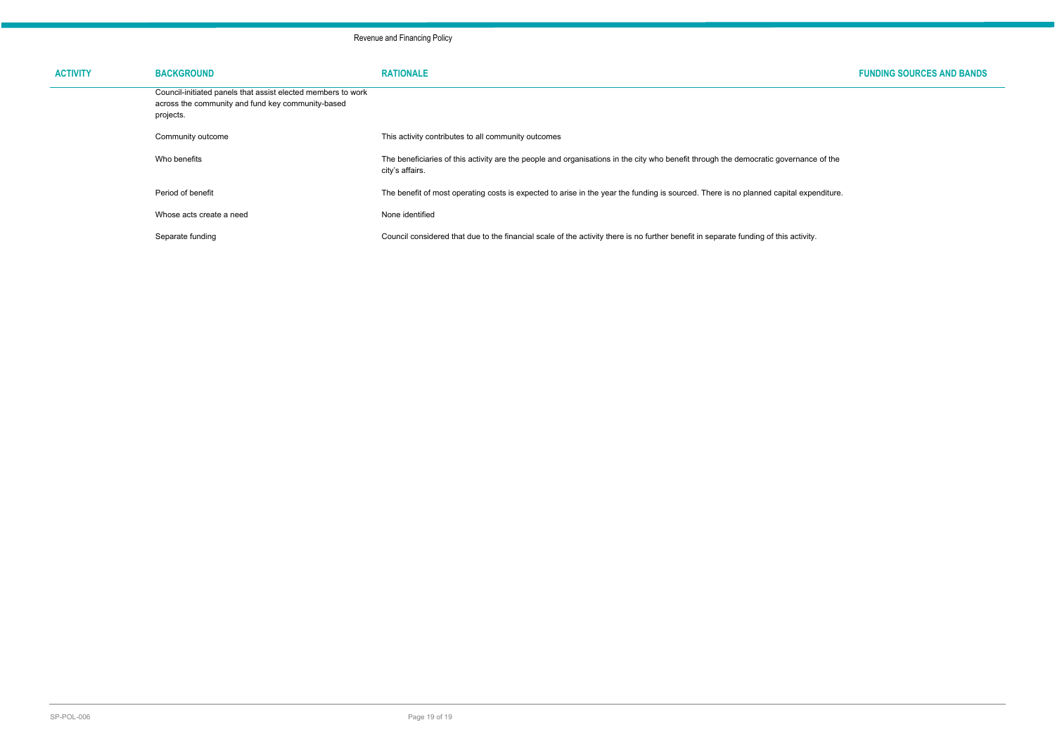| ACTIVITY | BACKGROUND | RATIONALE | FUNDING SOURCES AND BANDS |
|---|---|---|---|
| | Council-initiated panels that assist elected members to work across the community and fund key community-based projects. | | |
| | Community outcome | This activity contributes to all community outcomes | |
| | Who benefits | The beneficiaries of this activity are the people and organisations in the city who benefit through the democratic governance of the city's affairs. | |
| | Period of benefit | The benefit of most operating costs is expected to arise in the year the funding is sourced. There is no planned capital expenditure. | |
| | Whose acts create a need | None identified | |
| | Separate funding | Council considered that due to the financial scale of the activity there is no further benefit in separate funding of this activity. | |